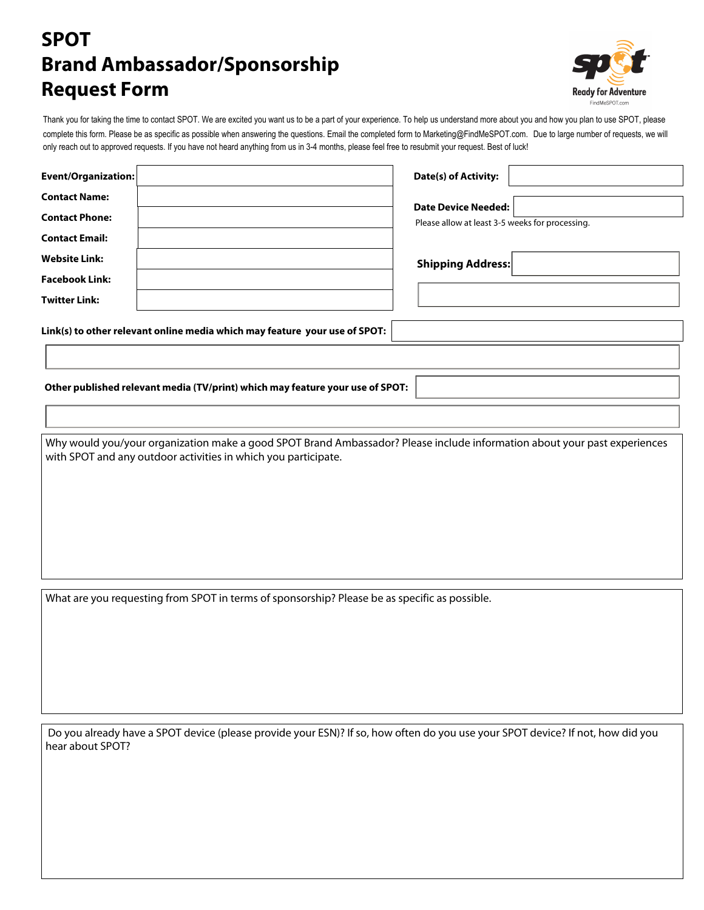# SPOT
# Brand Ambassador/Sponsorship Request Form

Ready for Adventure

FindMeSPOT.com

Thank you for taking the time to contact SPOT. We are excited you want us to be a part of your experience. To help us understand more about you and how you plan to use SPOT, please complete this form. Please be as specific as possible when answering the questions. Email the completed form to Marketing@FindMeSPOT.com. Due to large number of requests, we will only reach out to approved requests. If you have not heard anything from us in 3-4 months, please feel free to resubmit your request. Best of luck!

**Event/Organization:**

**Contact Name:**

**Contact Phone:**

**Contact Email:**

**Website Link:**

**Facebook Link:**

**Twitter Link:**

**Date(s) of Activity:**

**Date Device Needed:**

Please allow at least 3-5 weeks for processing.

**Shipping Address:**

**Link(s) to other relevant online media which may feature your use of SPOT:**

**Other published relevant media (TV/print) which may feature your use of SPOT:**

Why would you/your organization make a good SPOT Brand Ambassador? Please include information about your past experiences with SPOT and any outdoor activities in which you participate.

What are you requesting from SPOT in terms of sponsorship? Please be as specific as possible.

Do you already have a SPOT device (please provide your ESN)? If so, how often do you use your SPOT device? If not, how did you hear about SPOT?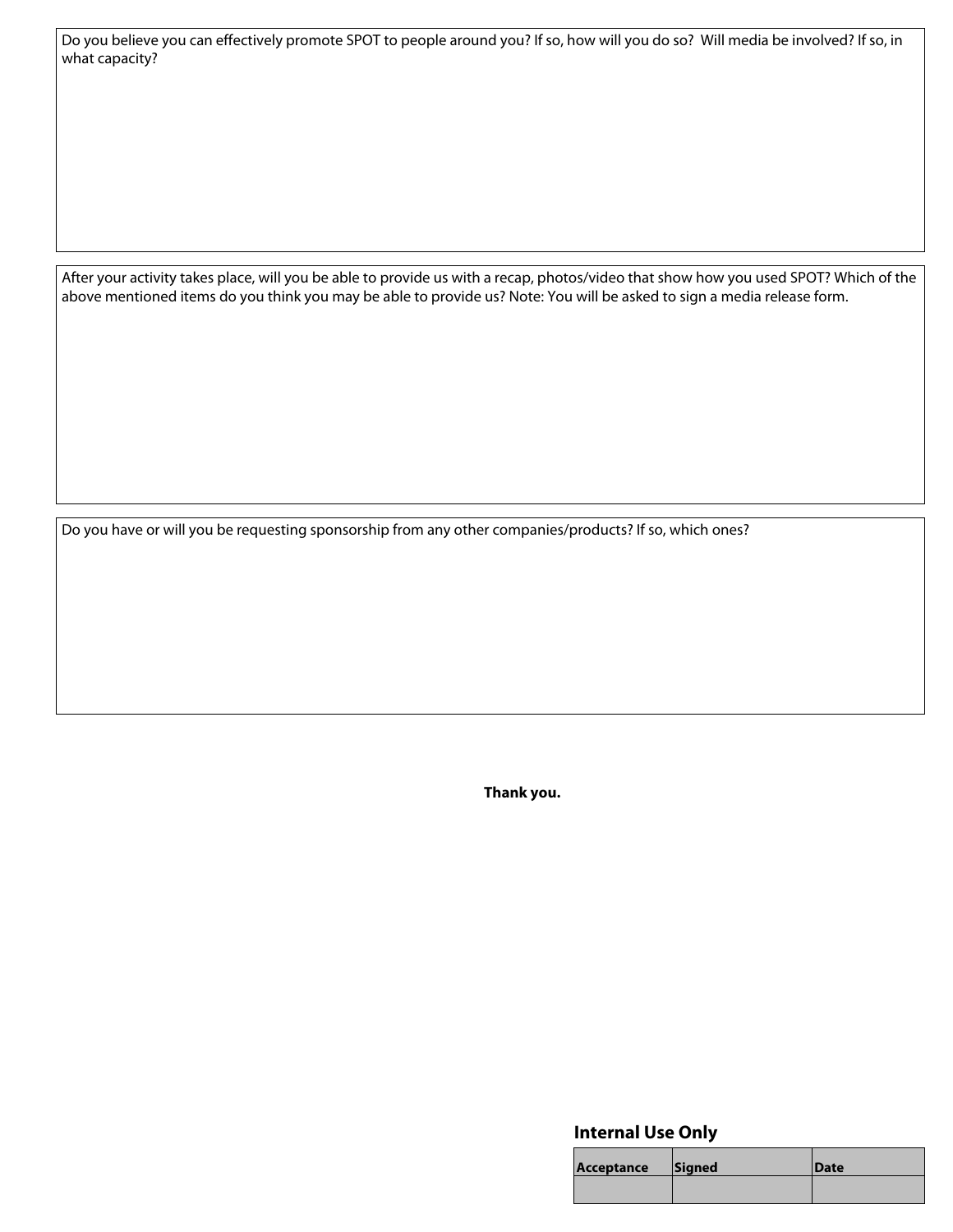Do you believe you can effectively promote SPOT to people around you? If so, how will you do so? Will media be involved? If so, in what capacity?

After your activity takes place, will you be able to provide us with a recap, photos/video that show how you used SPOT? Which of the above mentioned items do you think you may be able to provide us? Note: You will be asked to sign a media release form.

Do you have or will you be requesting sponsorship from any other companies/products? If so, which ones?

**Thank you.**

## Internal Use Only

| Acceptance | Signed | Date |
| --- | --- | --- |
| | | |